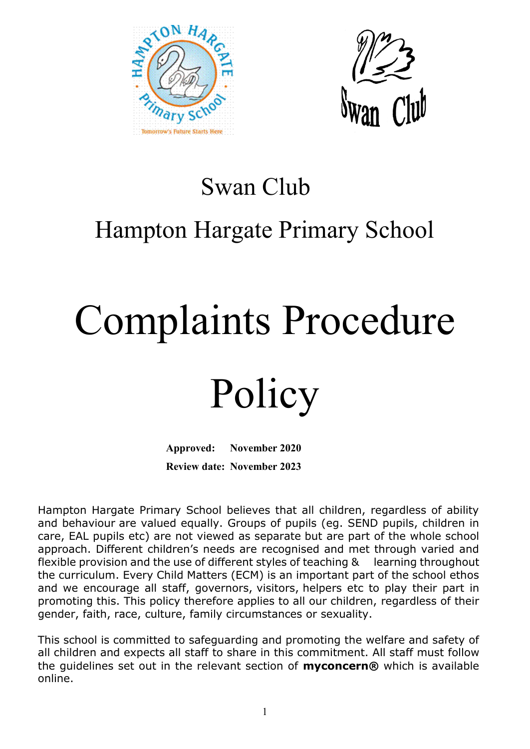# Swan Club

## Hampton Hargate Primary School

# Complaints Procedure Policy

**Approved: November 2020**

**Review date: November 2023**

Hampton Hargate Primary School believes that all children, regardless of ability and behaviour are valued equally. Groups of pupils (eg. SEND pupils, children in care, EAL pupils etc) are not viewed as separate but are part of the whole school approach. Different children's needs are recognised and met through varied and flexible provision and the use of different styles of teaching & learning throughout the curriculum. Every Child Matters (ECM) is an important part of the school ethos and we encourage all staff, governors, visitors, helpers etc to play their part in promoting this. This policy therefore applies to all our children, regardless of their gender, faith, race, culture, family circumstances or sexuality.

This school is committed to safeguarding and promoting the welfare and safety of all children and expects all staff to share in this commitment. All staff must follow the guidelines set out in the relevant section of **myconcern®** which is available online.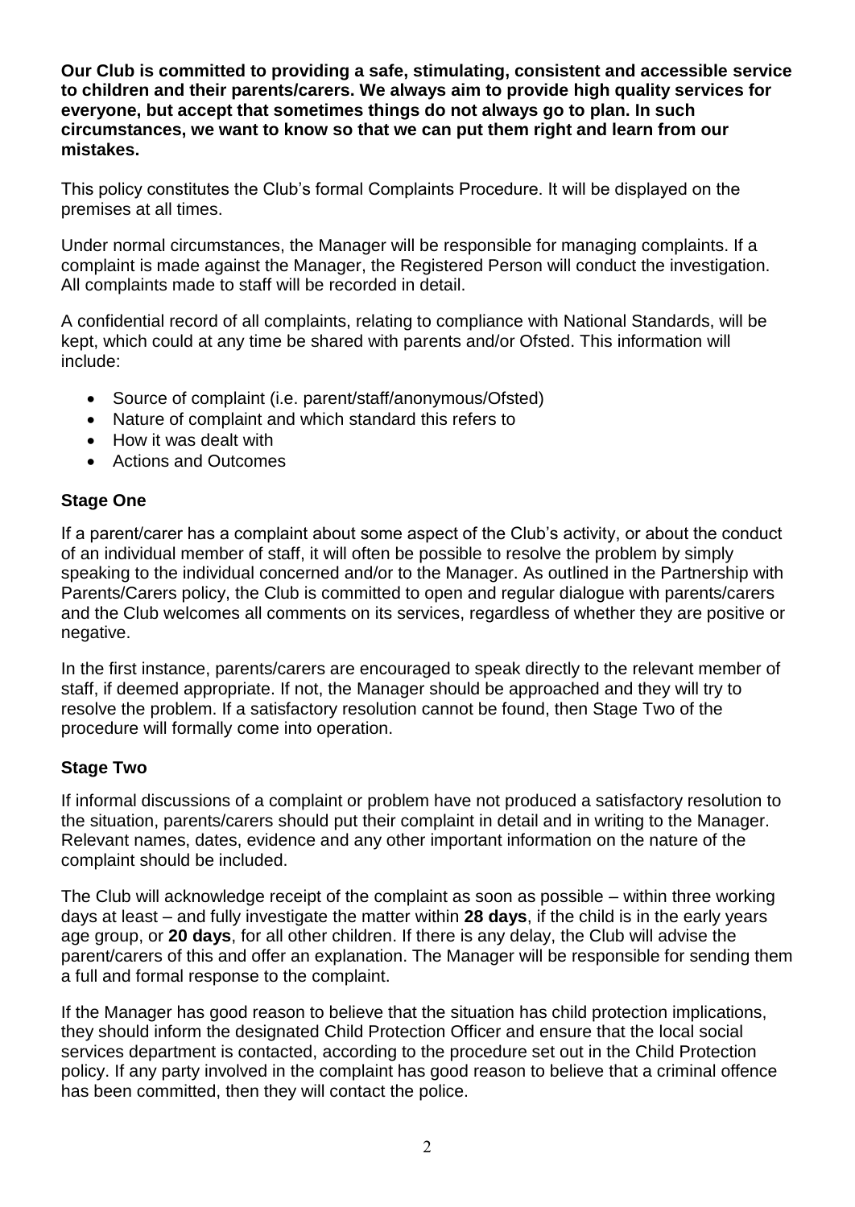**Our Club is committed to providing a safe, stimulating, consistent and accessible service to children and their parents/carers. We always aim to provide high quality services for everyone, but accept that sometimes things do not always go to plan. In such circumstances, we want to know so that we can put them right and learn from our mistakes.**

This policy constitutes the Club's formal Complaints Procedure. It will be displayed on the premises at all times.

Under normal circumstances, the Manager will be responsible for managing complaints. If a complaint is made against the Manager, the Registered Person will conduct the investigation. All complaints made to staff will be recorded in detail.

A confidential record of all complaints, relating to compliance with National Standards, will be kept, which could at any time be shared with parents and/or Ofsted. This information will include:

- Source of complaint (i.e. parent/staff/anonymous/Ofsted)
- Nature of complaint and which standard this refers to
- How it was dealt with
- Actions and Outcomes

### Stage One

If a parent/carer has a complaint about some aspect of the Club's activity, or about the conduct of an individual member of staff, it will often be possible to resolve the problem by simply speaking to the individual concerned and/or to the Manager. As outlined in the Partnership with Parents/Carers policy, the Club is committed to open and regular dialogue with parents/carers and the Club welcomes all comments on its services, regardless of whether they are positive or negative.

In the first instance, parents/carers are encouraged to speak directly to the relevant member of staff, if deemed appropriate. If not, the Manager should be approached and they will try to resolve the problem. If a satisfactory resolution cannot be found, then Stage Two of the procedure will formally come into operation.

### Stage Two

If informal discussions of a complaint or problem have not produced a satisfactory resolution to the situation, parents/carers should put their complaint in detail and in writing to the Manager. Relevant names, dates, evidence and any other important information on the nature of the complaint should be included.

The Club will acknowledge receipt of the complaint as soon as possible – within three working days at least – and fully investigate the matter within **28 days**, if the child is in the early years age group, or **20 days**, for all other children. If there is any delay, the Club will advise the parent/carers of this and offer an explanation. The Manager will be responsible for sending them a full and formal response to the complaint.

If the Manager has good reason to believe that the situation has child protection implications, they should inform the designated Child Protection Officer and ensure that the local social services department is contacted, according to the procedure set out in the Child Protection policy. If any party involved in the complaint has good reason to believe that a criminal offence has been committed, then they will contact the police.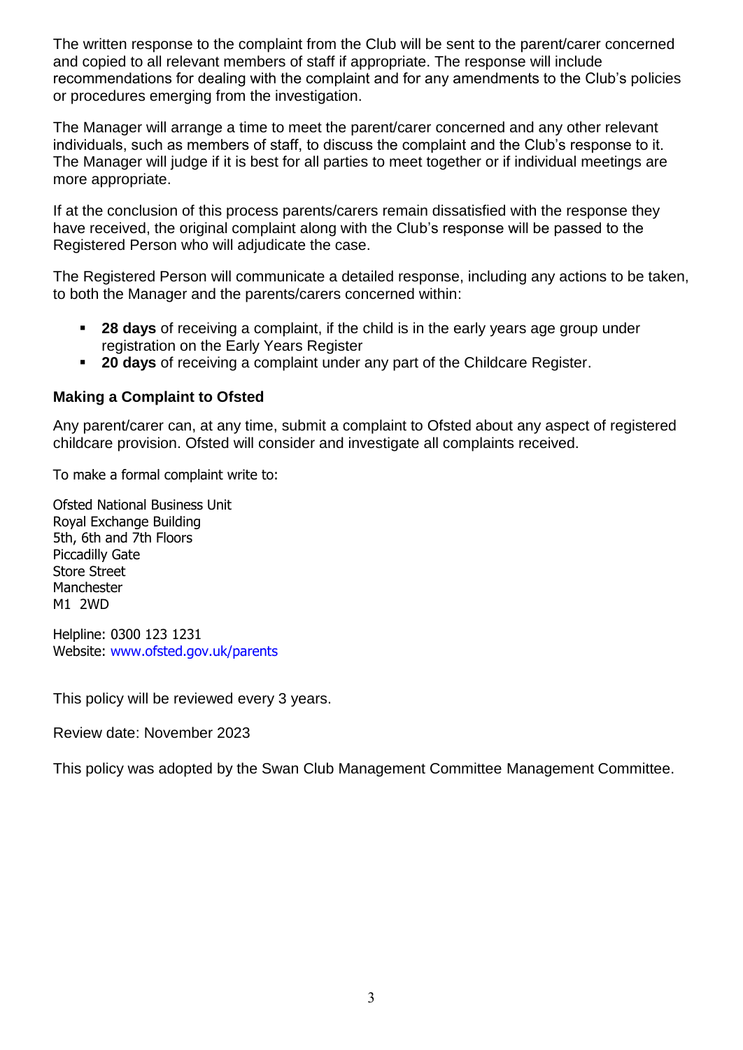The written response to the complaint from the Club will be sent to the parent/carer concerned and copied to all relevant members of staff if appropriate. The response will include recommendations for dealing with the complaint and for any amendments to the Club's policies or procedures emerging from the investigation.

The Manager will arrange a time to meet the parent/carer concerned and any other relevant individuals, such as members of staff, to discuss the complaint and the Club's response to it. The Manager will judge if it is best for all parties to meet together or if individual meetings are more appropriate.

If at the conclusion of this process parents/carers remain dissatisfied with the response they have received, the original complaint along with the Club's response will be passed to the Registered Person who will adjudicate the case.

The Registered Person will communicate a detailed response, including any actions to be taken, to both the Manager and the parents/carers concerned within:

- **28 days** of receiving a complaint, if the child is in the early years age group under registration on the Early Years Register
- **20 days** of receiving a complaint under any part of the Childcare Register.

### Making a Complaint to Ofsted

Any parent/carer can, at any time, submit a complaint to Ofsted about any aspect of registered childcare provision. Ofsted will consider and investigate all complaints received.

To make a formal complaint write to:

Ofsted National Business Unit
Royal Exchange Building
5th, 6th and 7th Floors
Piccadilly Gate
Store Street
Manchester
M1 2WD

Helpline: 0300 123 1231
Website: www.ofsted.gov.uk/parents

This policy will be reviewed every 3 years.

Review date: November 2023

This policy was adopted by the Swan Club Management Committee Management Committee.